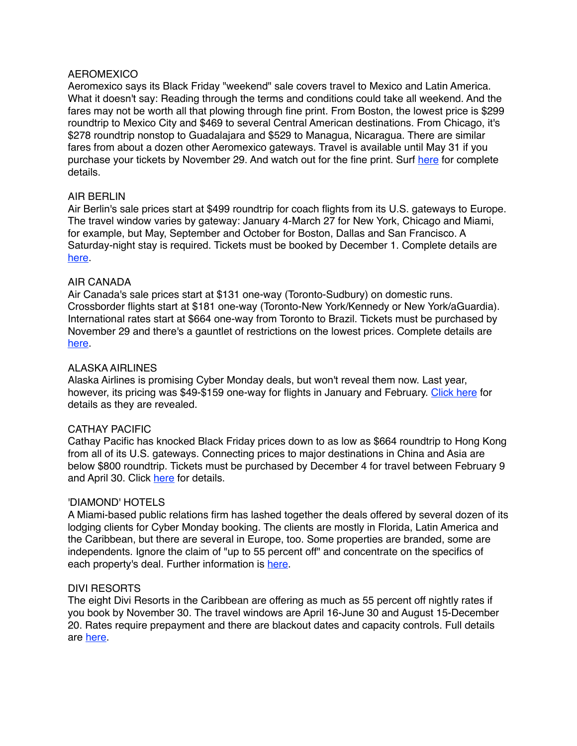## AEROMEXICO

Aeromexico says its Black Friday "weekend" sale covers travel to Mexico and Latin America. What it doesn't say: Reading through the terms and conditions could take all weekend. And the fares may not be worth all that plowing through fine print. From Boston, the lowest price is $299 roundtrip to Mexico City and $469 to several Central American destinations. From Chicago, it's $278 roundtrip nonstop to Guadalajara and $529 to Managua, Nicaragua. There are similar fares from about a dozen other Aeromexico gateways. Travel is available until May 31 if you purchase your tickets by November 29. And watch out for the fine print. Surf here for complete details.

## AIR BERLIN

Air Berlin's sale prices start at $499 roundtrip for coach flights from its U.S. gateways to Europe. The travel window varies by gateway: January 4-March 27 for New York, Chicago and Miami, for example, but May, September and October for Boston, Dallas and San Francisco. A Saturday-night stay is required. Tickets must be booked by December 1. Complete details are here.

## AIR CANADA

Air Canada's sale prices start at $131 one-way (Toronto-Sudbury) on domestic runs. Crossborder flights start at $181 one-way (Toronto-New York/Kennedy or New York/aGuardia). International rates start at $664 one-way from Toronto to Brazil. Tickets must be purchased by November 29 and there's a gauntlet of restrictions on the lowest prices. Complete details are here.

## ALASKA AIRLINES

Alaska Airlines is promising Cyber Monday deals, but won't reveal them now. Last year, however, its pricing was $49-$159 one-way for flights in January and February. Click here for details as they are revealed.

## CATHAY PACIFIC

Cathay Pacific has knocked Black Friday prices down to as low as $664 roundtrip to Hong Kong from all of its U.S. gateways. Connecting prices to major destinations in China and Asia are below $800 roundtrip. Tickets must be purchased by December 4 for travel between February 9 and April 30. Click here for details.

## 'DIAMOND' HOTELS

A Miami-based public relations firm has lashed together the deals offered by several dozen of its lodging clients for Cyber Monday booking. The clients are mostly in Florida, Latin America and the Caribbean, but there are several in Europe, too. Some properties are branded, some are independents. Ignore the claim of "up to 55 percent off" and concentrate on the specifics of each property's deal. Further information is here.

## DIVI RESORTS

The eight Divi Resorts in the Caribbean are offering as much as 55 percent off nightly rates if you book by November 30. The travel windows are April 16-June 30 and August 15-December 20. Rates require prepayment and there are blackout dates and capacity controls. Full details are here.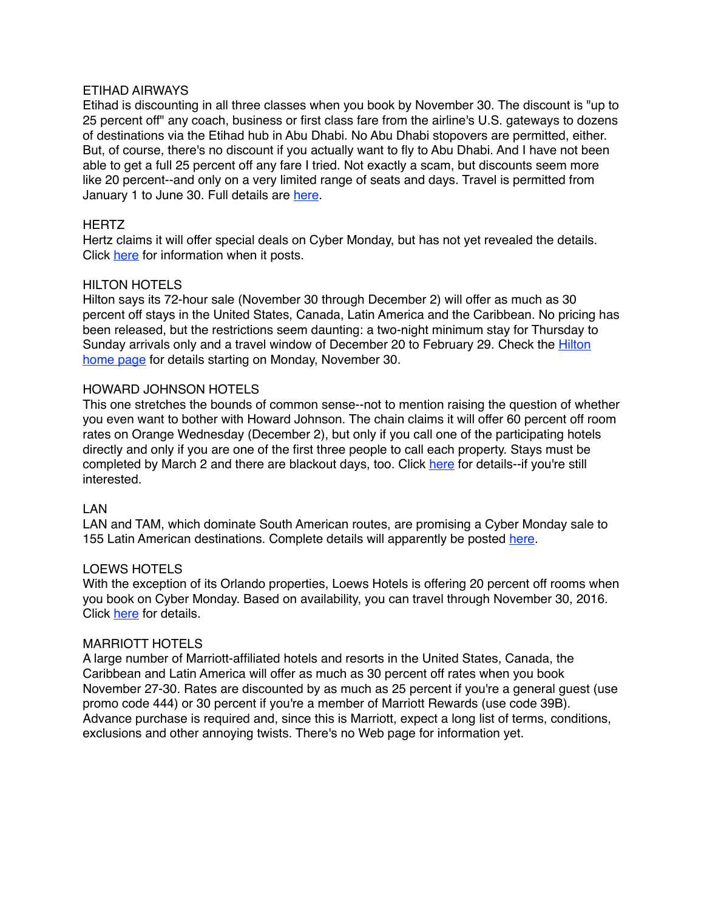ETIHAD AIRWAYS

Etihad is discounting in all three classes when you book by November 30. The discount is "up to 25 percent off" any coach, business or first class fare from the airline's U.S. gateways to dozens of destinations via the Etihad hub in Abu Dhabi. No Abu Dhabi stopovers are permitted, either. But, of course, there's no discount if you actually want to fly to Abu Dhabi. And I have not been able to get a full 25 percent off any fare I tried. Not exactly a scam, but discounts seem more like 20 percent--and only on a very limited range of seats and days. Travel is permitted from January 1 to June 30. Full details are here.

HERTZ

Hertz claims it will offer special deals on Cyber Monday, but has not yet revealed the details. Click here for information when it posts.

HILTON HOTELS

Hilton says its 72-hour sale (November 30 through December 2) will offer as much as 30 percent off stays in the United States, Canada, Latin America and the Caribbean. No pricing has been released, but the restrictions seem daunting: a two-night minimum stay for Thursday to Sunday arrivals only and a travel window of December 20 to February 29. Check the Hilton home page for details starting on Monday, November 30.

HOWARD JOHNSON HOTELS

This one stretches the bounds of common sense--not to mention raising the question of whether you even want to bother with Howard Johnson. The chain claims it will offer 60 percent off room rates on Orange Wednesday (December 2), but only if you call one of the participating hotels directly and only if you are one of the first three people to call each property. Stays must be completed by March 2 and there are blackout days, too. Click here for details--if you're still interested.

LAN

LAN and TAM, which dominate South American routes, are promising a Cyber Monday sale to 155 Latin American destinations. Complete details will apparently be posted here.

LOEWS HOTELS

With the exception of its Orlando properties, Loews Hotels is offering 20 percent off rooms when you book on Cyber Monday. Based on availability, you can travel through November 30, 2016. Click here for details.

MARRIOTT HOTELS

A large number of Marriott-affiliated hotels and resorts in the United States, Canada, the Caribbean and Latin America will offer as much as 30 percent off rates when you book November 27-30. Rates are discounted by as much as 25 percent if you're a general guest (use promo code 444) or 30 percent if you're a member of Marriott Rewards (use code 39B). Advance purchase is required and, since this is Marriott, expect a long list of terms, conditions, exclusions and other annoying twists. There's no Web page for information yet.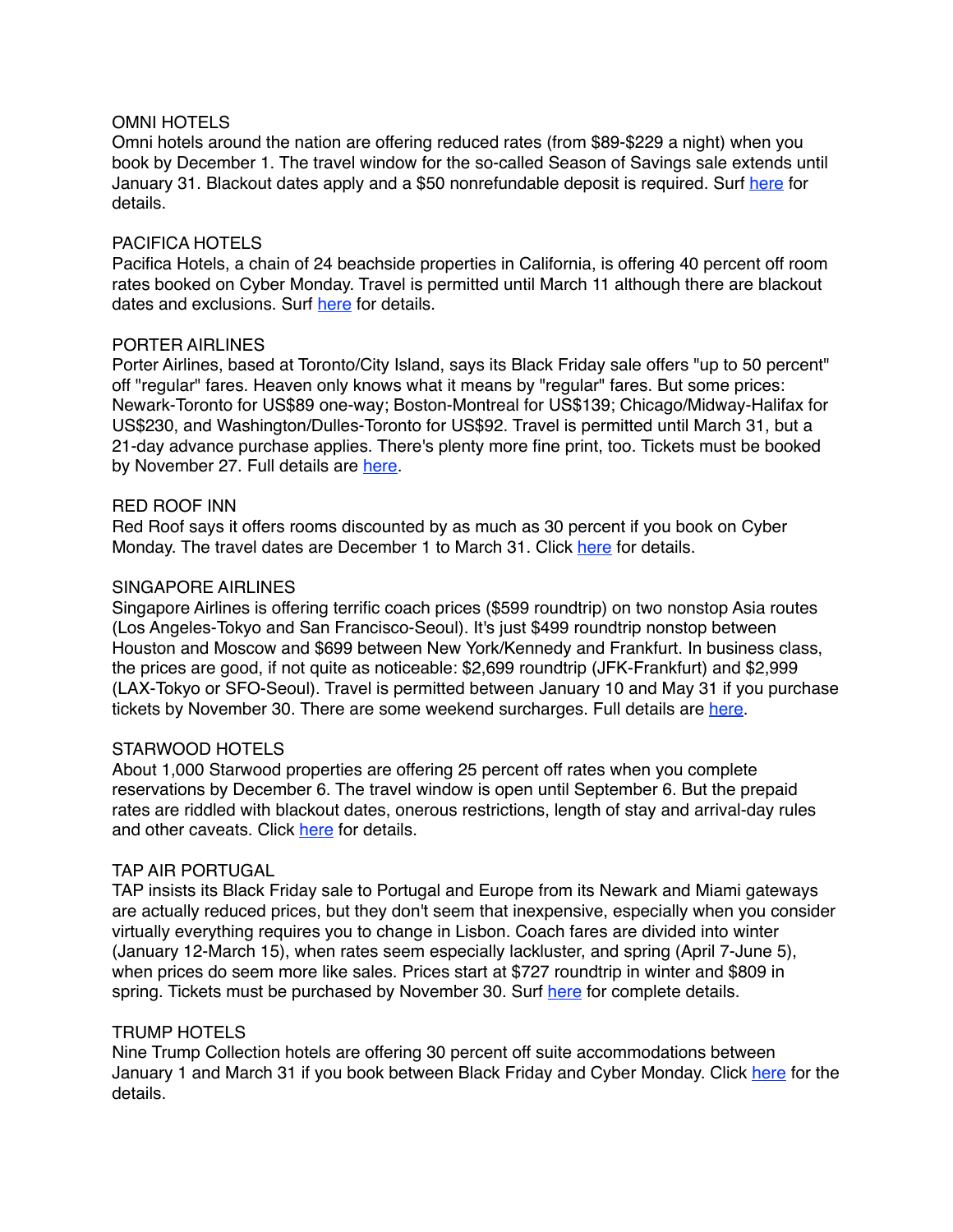OMNI HOTELS

Omni hotels around the nation are offering reduced rates (from $89-$229 a night) when you book by December 1. The travel window for the so-called Season of Savings sale extends until January 31. Blackout dates apply and a $50 nonrefundable deposit is required. Surf here for details.

PACIFICA HOTELS

Pacifica Hotels, a chain of 24 beachside properties in California, is offering 40 percent off room rates booked on Cyber Monday. Travel is permitted until March 11 although there are blackout dates and exclusions. Surf here for details.

PORTER AIRLINES

Porter Airlines, based at Toronto/City Island, says its Black Friday sale offers "up to 50 percent" off "regular" fares. Heaven only knows what it means by "regular" fares. But some prices: Newark-Toronto for US$89 one-way; Boston-Montreal for US$139; Chicago/Midway-Halifax for US$230, and Washington/Dulles-Toronto for US$92. Travel is permitted until March 31, but a 21-day advance purchase applies. There's plenty more fine print, too. Tickets must be booked by November 27. Full details are here.

RED ROOF INN

Red Roof says it offers rooms discounted by as much as 30 percent if you book on Cyber Monday. The travel dates are December 1 to March 31. Click here for details.

SINGAPORE AIRLINES

Singapore Airlines is offering terrific coach prices ($599 roundtrip) on two nonstop Asia routes (Los Angeles-Tokyo and San Francisco-Seoul). It's just $499 roundtrip nonstop between Houston and Moscow and $699 between New York/Kennedy and Frankfurt. In business class, the prices are good, if not quite as noticeable: $2,699 roundtrip (JFK-Frankfurt) and $2,999 (LAX-Tokyo or SFO-Seoul). Travel is permitted between January 10 and May 31 if you purchase tickets by November 30. There are some weekend surcharges. Full details are here.

STARWOOD HOTELS

About 1,000 Starwood properties are offering 25 percent off rates when you complete reservations by December 6. The travel window is open until September 6. But the prepaid rates are riddled with blackout dates, onerous restrictions, length of stay and arrival-day rules and other caveats. Click here for details.

TAP AIR PORTUGAL

TAP insists its Black Friday sale to Portugal and Europe from its Newark and Miami gateways are actually reduced prices, but they don't seem that inexpensive, especially when you consider virtually everything requires you to change in Lisbon. Coach fares are divided into winter (January 12-March 15), when rates seem especially lackluster, and spring (April 7-June 5), when prices do seem more like sales. Prices start at $727 roundtrip in winter and $809 in spring. Tickets must be purchased by November 30. Surf here for complete details.

TRUMP HOTELS

Nine Trump Collection hotels are offering 30 percent off suite accommodations between January 1 and March 31 if you book between Black Friday and Cyber Monday. Click here for the details.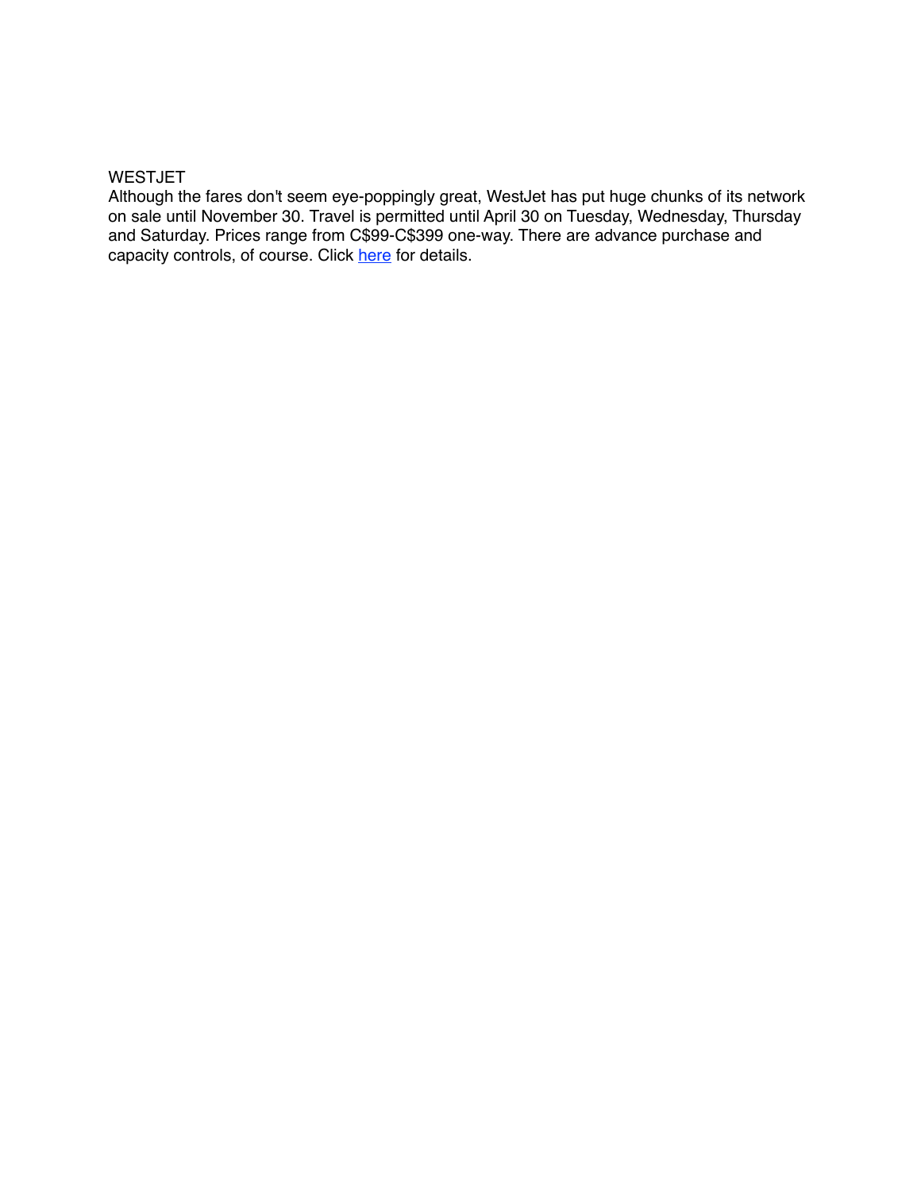WESTJET

Although the fares don't seem eye-poppingly great, WestJet has put huge chunks of its network on sale until November 30. Travel is permitted until April 30 on Tuesday, Wednesday, Thursday and Saturday. Prices range from C$99-C$399 one-way. There are advance purchase and capacity controls, of course. Click here for details.